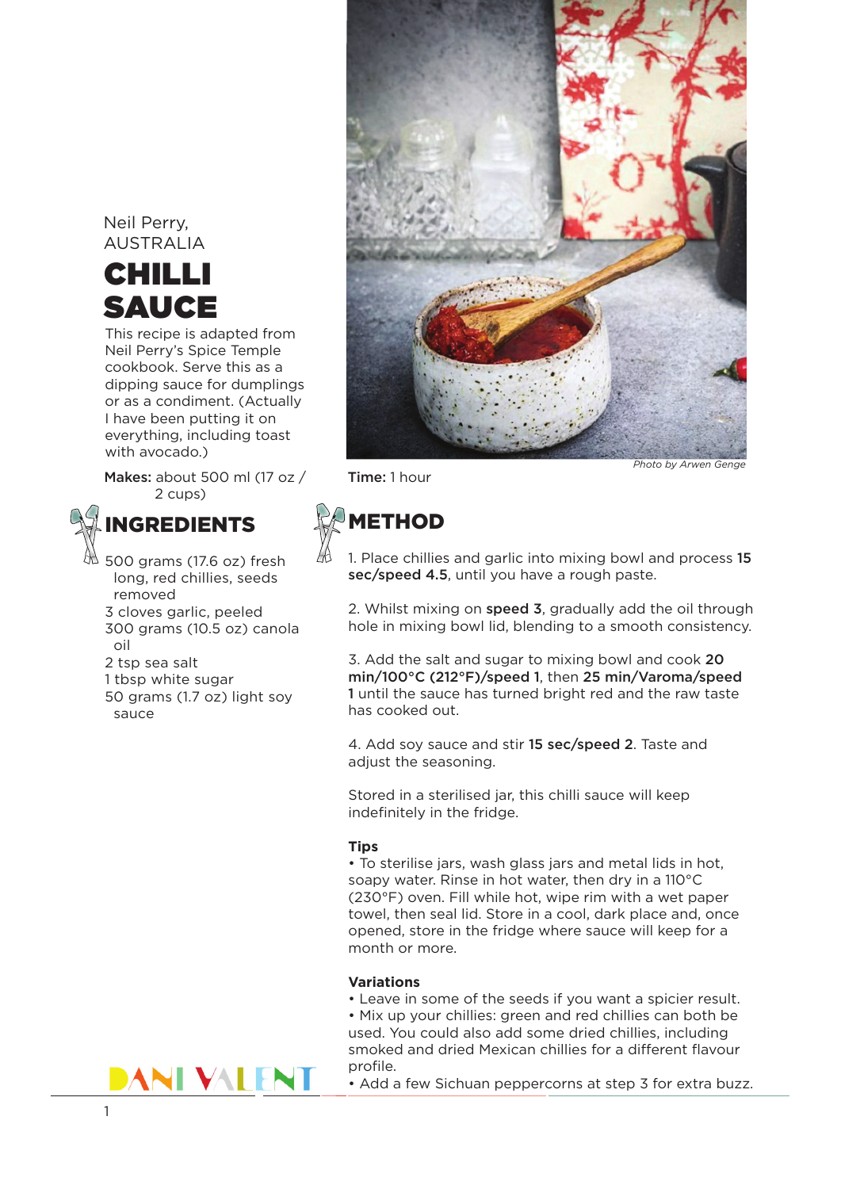Neil Perry,
AUSTRALIA

# CHILLI SAUCE

This recipe is adapted from Neil Perry's Spice Temple cookbook. Serve this as a dipping sauce for dumplings or as a condiment. (Actually I have been putting it on everything, including toast with avocado.)

**Makes:** about 500 ml (17 oz / 2 cups)

**Time:** 1 hour

Photo by Arwen Genge

## INGREDIENTS

- 500 grams (17.6 oz) fresh long, red chillies, seeds removed
- 3 cloves garlic, peeled
- 300 grams (10.5 oz) canola oil
- 2 tsp sea salt
- 1 tbsp white sugar
- 50 grams (1.7 oz) light soy sauce

## METHOD

1. Place chillies and garlic into mixing bowl and process **15 sec/speed 4.5**, until you have a rough paste.

2. Whilst mixing on **speed 3**, gradually add the oil through hole in mixing bowl lid, blending to a smooth consistency.

3. Add the salt and sugar to mixing bowl and cook **20 min/100°C (212°F)/speed 1**, then **25 min/Varoma/speed 1** until the sauce has turned bright red and the raw taste has cooked out.

4. Add soy sauce and stir **15 sec/speed 2**. Taste and adjust the seasoning.

Stored in a sterilised jar, this chilli sauce will keep indefinitely in the fridge.

**Tips**

- To sterilise jars, wash glass jars and metal lids in hot, soapy water. Rinse in hot water, then dry in a 110°C (230°F) oven. Fill while hot, wipe rim with a wet paper towel, then seal lid. Store in a cool, dark place and, once opened, store in the fridge where sauce will keep for a month or more.

**Variations**

- Leave in some of the seeds if you want a spicier result.
- Mix up your chillies: green and red chillies can both be used. You could also add some dried chillies, including smoked and dried Mexican chillies for a different flavour profile.
- Add a few Sichuan peppercorns at step 3 for extra buzz.

DANI VALENT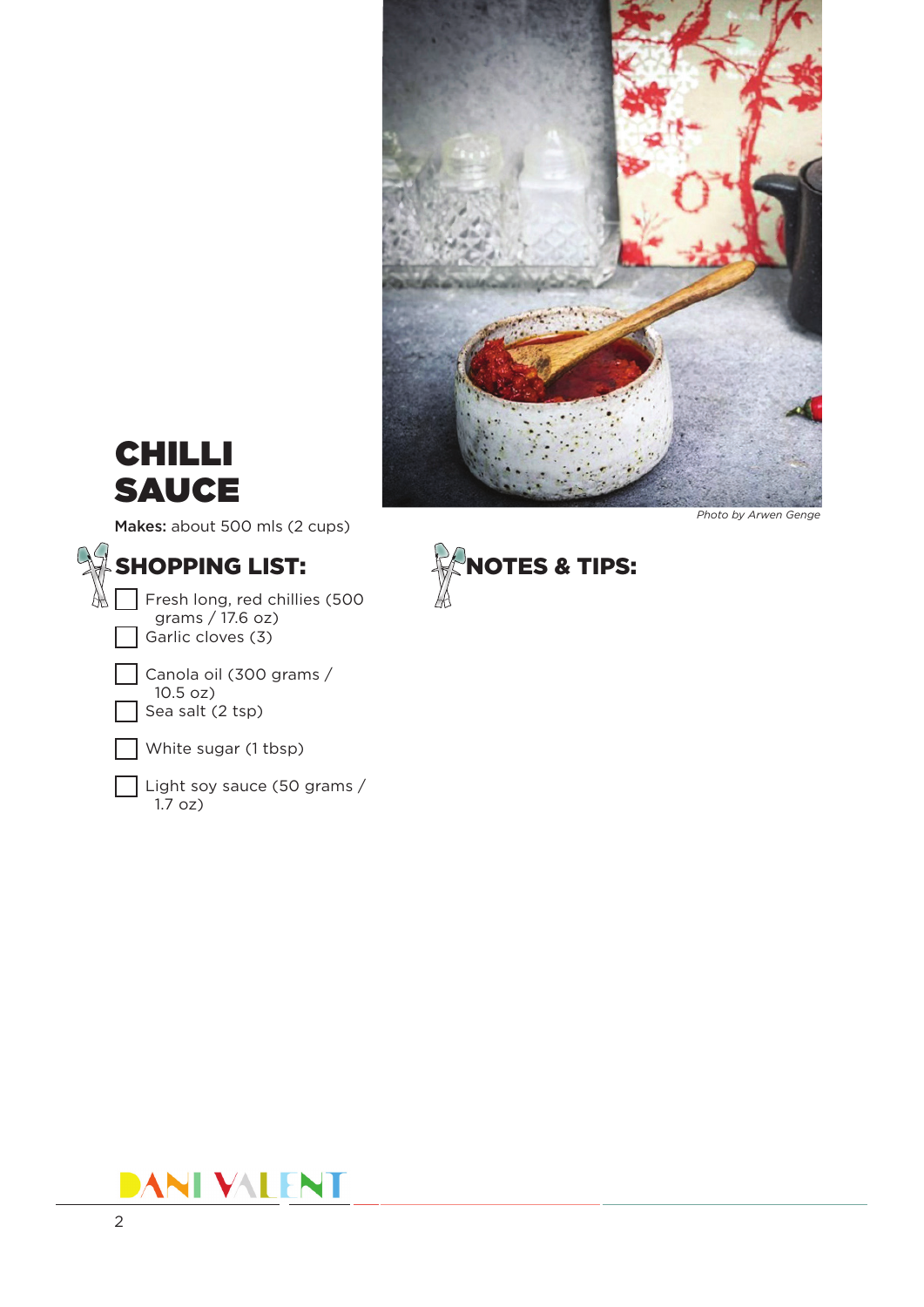*Photo by Arwen Genge*

# CHILLI SAUCE

**Makes:** about 500 mls (2 cups)

## SHOPPING LIST:

- [ ] Fresh long, red chillies (500 grams / 17.6 oz)
- [ ] Garlic cloves (3)
- [ ] Canola oil (300 grams / 10.5 oz)
- [ ] Sea salt (2 tsp)
- [ ] White sugar (1 tbsp)
- [ ] Light soy sauce (50 grams / 1.7 oz)

## NOTES & TIPS:

DANI VALENT